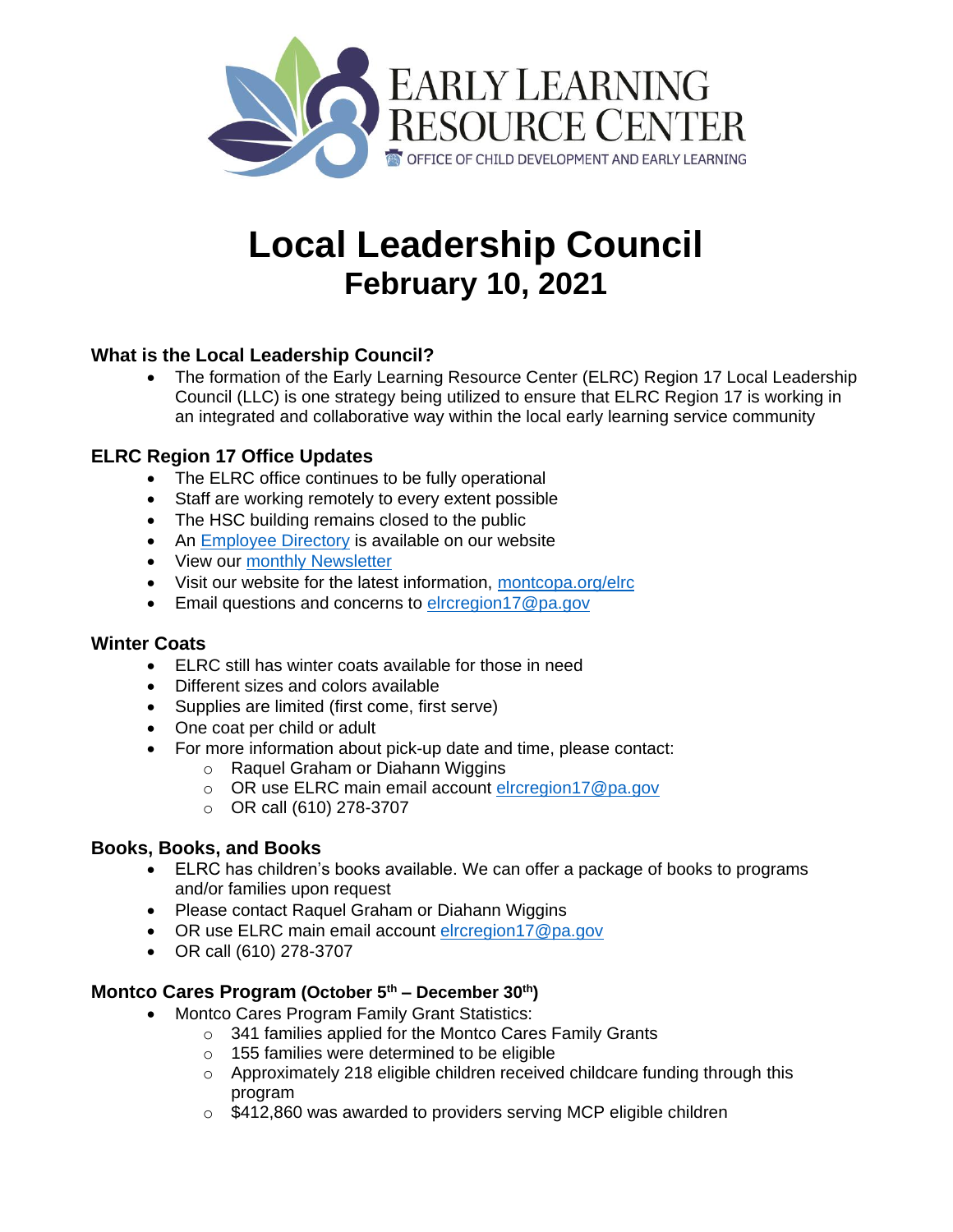EARLY LEARNING RESOURCE CENTER

OFFICE OF CHILD DEVELOPMENT AND EARLY LEARNING

# Local Leadership Council

## February 10, 2021

### What is the Local Leadership Council?

- The formation of the Early Learning Resource Center (ELRC) Region 17 Local Leadership Council (LLC) is one strategy being utilized to ensure that ELRC Region 17 is working in an integrated and collaborative way within the local early learning service community

### ELRC Region 17 Office Updates

- The ELRC office continues to be fully operational
- Staff are working remotely to every extent possible
- The HSC building remains closed to the public
- An Employee Directory is available on our website
- View our monthly Newsletter
- Visit our website for the latest information, montcopa.org/elrc
- Email questions and concerns to elrcregion17@pa.gov

### Winter Coats

- ELRC still has winter coats available for those in need
- Different sizes and colors available
- Supplies are limited (first come, first serve)
- One coat per child or adult
- For more information about pick-up date and time, please contact:
  - Raquel Graham or Diahann Wiggins
  - OR use ELRC main email account elrcregion17@pa.gov
  - OR call (610) 278-3707

### Books, Books, and Books

- ELRC has children's books available. We can offer a package of books to programs and/or families upon request
- Please contact Raquel Graham or Diahann Wiggins
- OR use ELRC main email account elrcregion17@pa.gov
- OR call (610) 278-3707

### Montco Cares Program (October 5th – December 30th)

- Montco Cares Program Family Grant Statistics:
  - 341 families applied for the Montco Cares Family Grants
  - 155 families were determined to be eligible
  - Approximately 218 eligible children received childcare funding through this program
  - $412,860 was awarded to providers serving MCP eligible children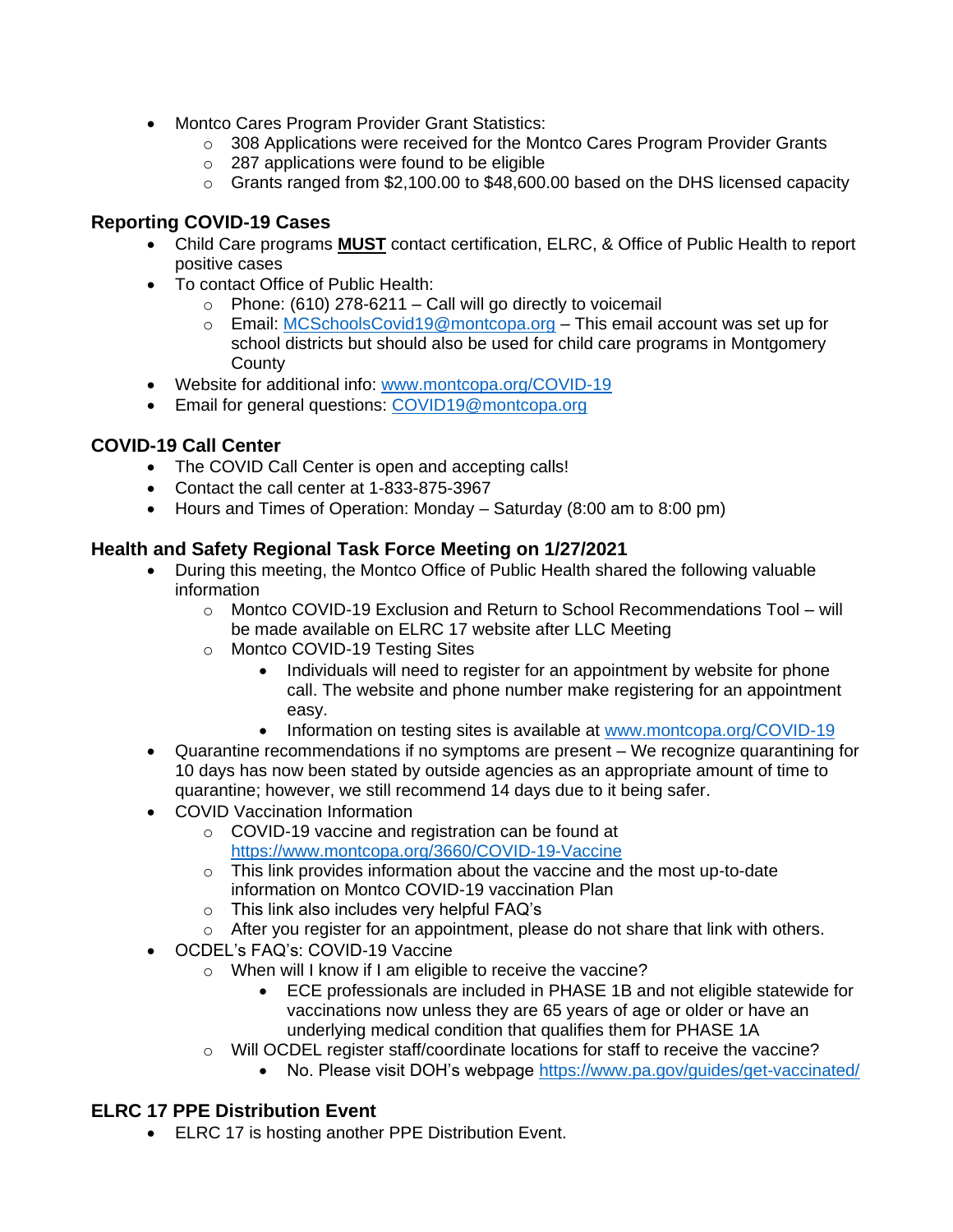- Montco Cares Program Provider Grant Statistics:
  - 308 Applications were received for the Montco Cares Program Provider Grants
  - 287 applications were found to be eligible
  - Grants ranged from $2,100.00 to $48,600.00 based on the DHS licensed capacity

### Reporting COVID-19 Cases

- Child Care programs **MUST** contact certification, ELRC, & Office of Public Health to report positive cases
- To contact Office of Public Health:
  - Phone: (610) 278-6211 – Call will go directly to voicemail
  - Email: MCSchoolsCovid19@montcopa.org – This email account was set up for school districts but should also be used for child care programs in Montgomery County
- Website for additional info: www.montcopa.org/COVID-19
- Email for general questions: COVID19@montcopa.org

### COVID-19 Call Center

- The COVID Call Center is open and accepting calls!
- Contact the call center at 1-833-875-3967
- Hours and Times of Operation: Monday – Saturday (8:00 am to 8:00 pm)

### Health and Safety Regional Task Force Meeting on 1/27/2021

- During this meeting, the Montco Office of Public Health shared the following valuable information
  - Montco COVID-19 Exclusion and Return to School Recommendations Tool – will be made available on ELRC 17 website after LLC Meeting
  - Montco COVID-19 Testing Sites
    - Individuals will need to register for an appointment by website for phone call. The website and phone number make registering for an appointment easy.
    - Information on testing sites is available at www.montcopa.org/COVID-19
- Quarantine recommendations if no symptoms are present – We recognize quarantining for 10 days has now been stated by outside agencies as an appropriate amount of time to quarantine; however, we still recommend 14 days due to it being safer.
- COVID Vaccination Information
  - COVID-19 vaccine and registration can be found at https://www.montcopa.org/3660/COVID-19-Vaccine
  - This link provides information about the vaccine and the most up-to-date information on Montco COVID-19 vaccination Plan
  - This link also includes very helpful FAQ's
  - After you register for an appointment, please do not share that link with others.
- OCDEL's FAQ's: COVID-19 Vaccine
  - When will I know if I am eligible to receive the vaccine?
    - ECE professionals are included in PHASE 1B and not eligible statewide for vaccinations now unless they are 65 years of age or older or have an underlying medical condition that qualifies them for PHASE 1A
  - Will OCDEL register staff/coordinate locations for staff to receive the vaccine?
    - No. Please visit DOH's webpage https://www.pa.gov/guides/get-vaccinated/

### ELRC 17 PPE Distribution Event

- ELRC 17 is hosting another PPE Distribution Event.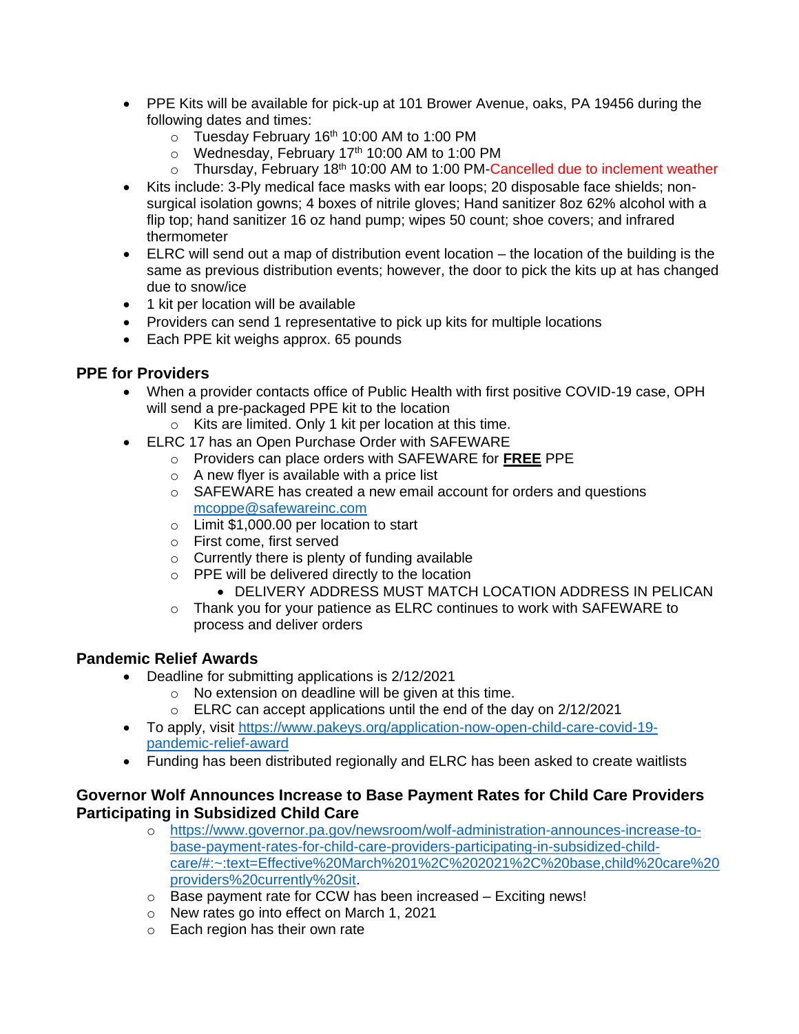- PPE Kits will be available for pick-up at 101 Brower Avenue, oaks, PA 19456 during the following dates and times:
  - Tuesday February 16th 10:00 AM to 1:00 PM
  - Wednesday, February 17th 10:00 AM to 1:00 PM
  - Thursday, February 18th 10:00 AM to 1:00 PM-Cancelled due to inclement weather
- Kits include: 3-Ply medical face masks with ear loops; 20 disposable face shields; non-surgical isolation gowns; 4 boxes of nitrile gloves; Hand sanitizer 8oz 62% alcohol with a flip top; hand sanitizer 16 oz hand pump; wipes 50 count; shoe covers; and infrared thermometer
- ELRC will send out a map of distribution event location – the location of the building is the same as previous distribution events; however, the door to pick the kits up at has changed due to snow/ice
- 1 kit per location will be available
- Providers can send 1 representative to pick up kits for multiple locations
- Each PPE kit weighs approx. 65 pounds

### PPE for Providers

- When a provider contacts office of Public Health with first positive COVID-19 case, OPH will send a pre-packaged PPE kit to the location
  - Kits are limited. Only 1 kit per location at this time.
- ELRC 17 has an Open Purchase Order with SAFEWARE
  - Providers can place orders with SAFEWARE for **FREE** PPE
  - A new flyer is available with a price list
  - SAFEWARE has created a new email account for orders and questions mcoppe@safewareinc.com
  - Limit $1,000.00 per location to start
  - First come, first served
  - Currently there is plenty of funding available
  - PPE will be delivered directly to the location
    - DELIVERY ADDRESS MUST MATCH LOCATION ADDRESS IN PELICAN
  - Thank you for your patience as ELRC continues to work with SAFEWARE to process and deliver orders

### Pandemic Relief Awards

- Deadline for submitting applications is 2/12/2021
  - No extension on deadline will be given at this time.
  - ELRC can accept applications until the end of the day on 2/12/2021
- To apply, visit https://www.pakeys.org/application-now-open-child-care-covid-19-pandemic-relief-award
- Funding has been distributed regionally and ELRC has been asked to create waitlists

### Governor Wolf Announces Increase to Base Payment Rates for Child Care Providers Participating in Subsidized Child Care

- https://www.governor.pa.gov/newsroom/wolf-administration-announces-increase-to-base-payment-rates-for-child-care-providers-participating-in-subsidized-child-care/#:~:text=Effective%20March%201%2C%202021%2C%20base,child%20care%20providers%20currently%20sit.
- Base payment rate for CCW has been increased – Exciting news!
- New rates go into effect on March 1, 2021
- Each region has their own rate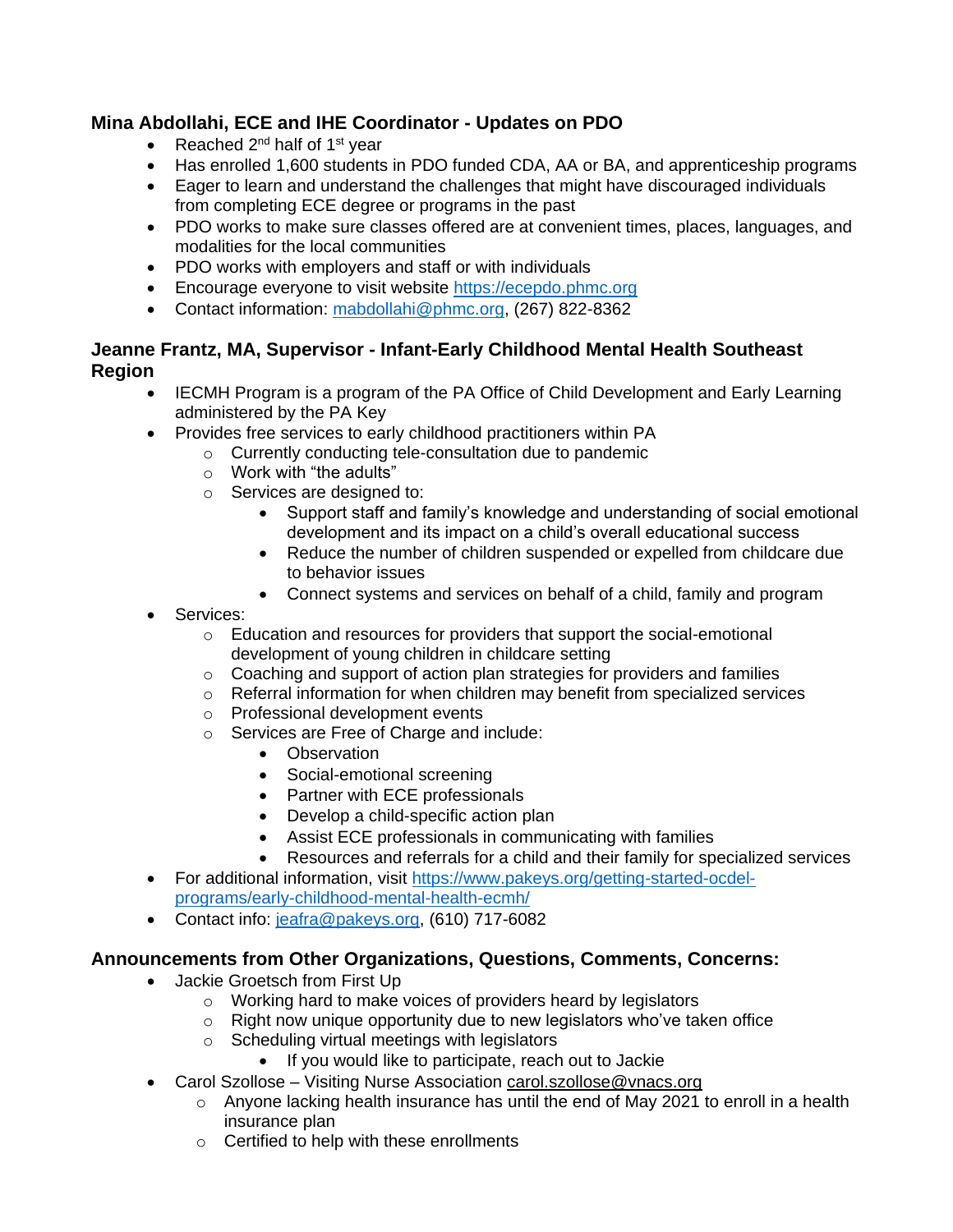**Mina Abdollahi, ECE and IHE Coordinator - Updates on PDO**

- Reached 2nd half of 1st year
- Has enrolled 1,600 students in PDO funded CDA, AA or BA, and apprenticeship programs
- Eager to learn and understand the challenges that might have discouraged individuals from completing ECE degree or programs in the past
- PDO works to make sure classes offered are at convenient times, places, languages, and modalities for the local communities
- PDO works with employers and staff or with individuals
- Encourage everyone to visit website https://ecepdo.phmc.org
- Contact information: mabdollahi@phmc.org, (267) 822-8362

**Jeanne Frantz, MA, Supervisor - Infant-Early Childhood Mental Health Southeast Region**

- IECMH Program is a program of the PA Office of Child Development and Early Learning administered by the PA Key
- Provides free services to early childhood practitioners within PA
  - Currently conducting tele-consultation due to pandemic
  - Work with "the adults"
  - Services are designed to:
    - Support staff and family's knowledge and understanding of social emotional development and its impact on a child's overall educational success
    - Reduce the number of children suspended or expelled from childcare due to behavior issues
    - Connect systems and services on behalf of a child, family and program
- Services:
  - Education and resources for providers that support the social-emotional development of young children in childcare setting
  - Coaching and support of action plan strategies for providers and families
  - Referral information for when children may benefit from specialized services
  - Professional development events
  - Services are Free of Charge and include:
    - Observation
    - Social-emotional screening
    - Partner with ECE professionals
    - Develop a child-specific action plan
    - Assist ECE professionals in communicating with families
    - Resources and referrals for a child and their family for specialized services
- For additional information, visit https://www.pakeys.org/getting-started-ocdel-programs/early-childhood-mental-health-ecmh/
- Contact info: jeafra@pakeys.org, (610) 717-6082

**Announcements from Other Organizations, Questions, Comments, Concerns:**

- Jackie Groetsch from First Up
  - Working hard to make voices of providers heard by legislators
  - Right now unique opportunity due to new legislators who've taken office
  - Scheduling virtual meetings with legislators
    - If you would like to participate, reach out to Jackie
- Carol Szollose – Visiting Nurse Association carol.szollose@vnacs.org
  - Anyone lacking health insurance has until the end of May 2021 to enroll in a health insurance plan
  - Certified to help with these enrollments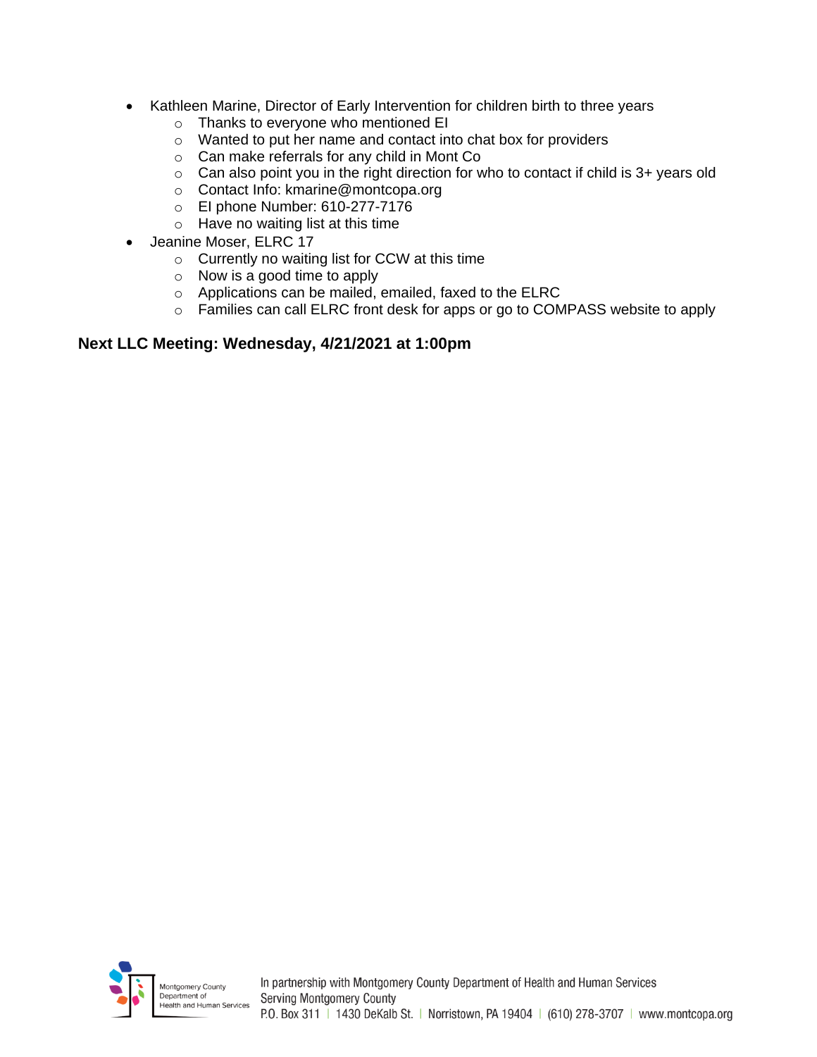- Kathleen Marine, Director of Early Intervention for children birth to three years
  - Thanks to everyone who mentioned EI
  - Wanted to put her name and contact into chat box for providers
  - Can make referrals for any child in Mont Co
  - Can also point you in the right direction for who to contact if child is 3+ years old
  - Contact Info: kmarine@montcopa.org
  - EI phone Number: 610-277-7176
  - Have no waiting list at this time
- Jeanine Moser, ELRC 17
  - Currently no waiting list for CCW at this time
  - Now is a good time to apply
  - Applications can be mailed, emailed, faxed to the ELRC
  - Families can call ELRC front desk for apps or go to COMPASS website to apply

**Next LLC Meeting: Wednesday, 4/21/2021 at 1:00pm**